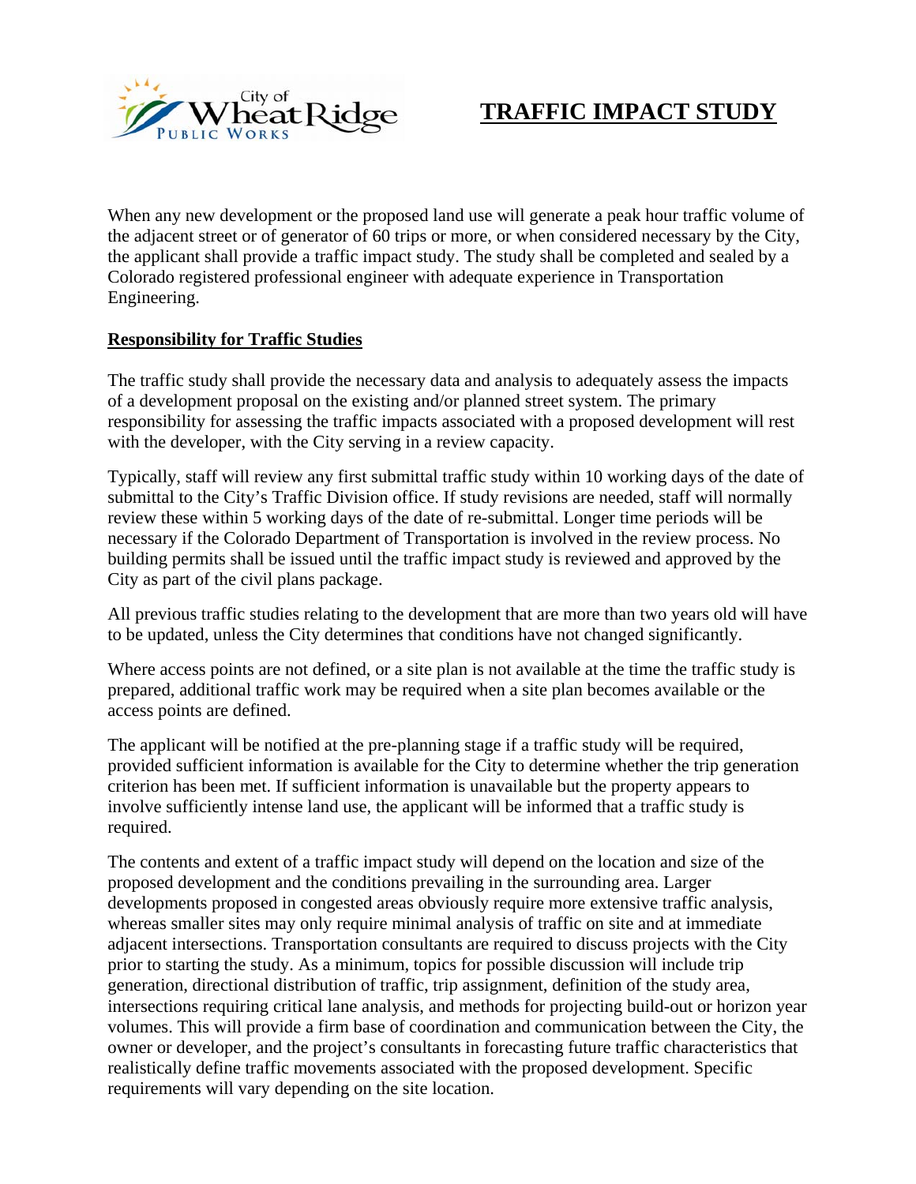City of Wheat Ridge Public Works

# TRAFFIC IMPACT STUDY

When any new development or the proposed land use will generate a peak hour traffic volume of the adjacent street or of generator of 60 trips or more, or when considered necessary by the City, the applicant shall provide a traffic impact study. The study shall be completed and sealed by a Colorado registered professional engineer with adequate experience in Transportation Engineering.

## Responsibility for Traffic Studies

The traffic study shall provide the necessary data and analysis to adequately assess the impacts of a development proposal on the existing and/or planned street system. The primary responsibility for assessing the traffic impacts associated with a proposed development will rest with the developer, with the City serving in a review capacity.

Typically, staff will review any first submittal traffic study within 10 working days of the date of submittal to the City's Traffic Division office. If study revisions are needed, staff will normally review these within 5 working days of the date of re-submittal. Longer time periods will be necessary if the Colorado Department of Transportation is involved in the review process. No building permits shall be issued until the traffic impact study is reviewed and approved by the City as part of the civil plans package.

All previous traffic studies relating to the development that are more than two years old will have to be updated, unless the City determines that conditions have not changed significantly.

Where access points are not defined, or a site plan is not available at the time the traffic study is prepared, additional traffic work may be required when a site plan becomes available or the access points are defined.

The applicant will be notified at the pre-planning stage if a traffic study will be required, provided sufficient information is available for the City to determine whether the trip generation criterion has been met. If sufficient information is unavailable but the property appears to involve sufficiently intense land use, the applicant will be informed that a traffic study is required.

The contents and extent of a traffic impact study will depend on the location and size of the proposed development and the conditions prevailing in the surrounding area. Larger developments proposed in congested areas obviously require more extensive traffic analysis, whereas smaller sites may only require minimal analysis of traffic on site and at immediate adjacent intersections. Transportation consultants are required to discuss projects with the City prior to starting the study. As a minimum, topics for possible discussion will include trip generation, directional distribution of traffic, trip assignment, definition of the study area, intersections requiring critical lane analysis, and methods for projecting build-out or horizon year volumes. This will provide a firm base of coordination and communication between the City, the owner or developer, and the project's consultants in forecasting future traffic characteristics that realistically define traffic movements associated with the proposed development. Specific requirements will vary depending on the site location.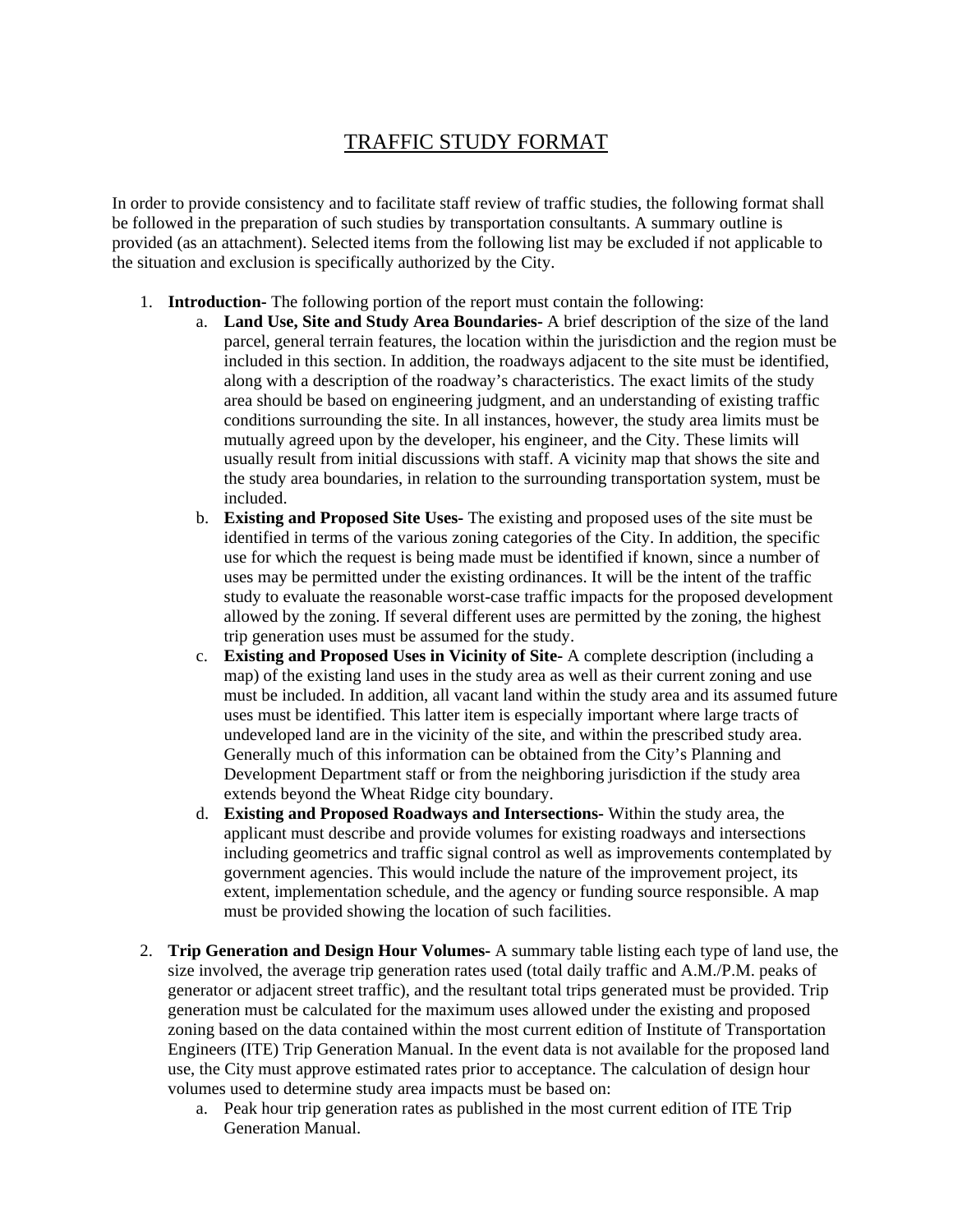# TRAFFIC STUDY FORMAT

In order to provide consistency and to facilitate staff review of traffic studies, the following format shall be followed in the preparation of such studies by transportation consultants. A summary outline is provided (as an attachment). Selected items from the following list may be excluded if not applicable to the situation and exclusion is specifically authorized by the City.

1. **Introduction-** The following portion of the report must contain the following:
   a. **Land Use, Site and Study Area Boundaries-** A brief description of the size of the land parcel, general terrain features, the location within the jurisdiction and the region must be included in this section. In addition, the roadways adjacent to the site must be identified, along with a description of the roadway's characteristics. The exact limits of the study area should be based on engineering judgment, and an understanding of existing traffic conditions surrounding the site. In all instances, however, the study area limits must be mutually agreed upon by the developer, his engineer, and the City. These limits will usually result from initial discussions with staff. A vicinity map that shows the site and the study area boundaries, in relation to the surrounding transportation system, must be included.
   b. **Existing and Proposed Site Uses-** The existing and proposed uses of the site must be identified in terms of the various zoning categories of the City. In addition, the specific use for which the request is being made must be identified if known, since a number of uses may be permitted under the existing ordinances. It will be the intent of the traffic study to evaluate the reasonable worst-case traffic impacts for the proposed development allowed by the zoning. If several different uses are permitted by the zoning, the highest trip generation uses must be assumed for the study.
   c. **Existing and Proposed Uses in Vicinity of Site-** A complete description (including a map) of the existing land uses in the study area as well as their current zoning and use must be included. In addition, all vacant land within the study area and its assumed future uses must be identified. This latter item is especially important where large tracts of undeveloped land are in the vicinity of the site, and within the prescribed study area. Generally much of this information can be obtained from the City's Planning and Development Department staff or from the neighboring jurisdiction if the study area extends beyond the Wheat Ridge city boundary.
   d. **Existing and Proposed Roadways and Intersections-** Within the study area, the applicant must describe and provide volumes for existing roadways and intersections including geometrics and traffic signal control as well as improvements contemplated by government agencies. This would include the nature of the improvement project, its extent, implementation schedule, and the agency or funding source responsible. A map must be provided showing the location of such facilities.

2. **Trip Generation and Design Hour Volumes-** A summary table listing each type of land use, the size involved, the average trip generation rates used (total daily traffic and A.M./P.M. peaks of generator or adjacent street traffic), and the resultant total trips generated must be provided. Trip generation must be calculated for the maximum uses allowed under the existing and proposed zoning based on the data contained within the most current edition of Institute of Transportation Engineers (ITE) Trip Generation Manual. In the event data is not available for the proposed land use, the City must approve estimated rates prior to acceptance. The calculation of design hour volumes used to determine study area impacts must be based on:
   a. Peak hour trip generation rates as published in the most current edition of ITE Trip Generation Manual.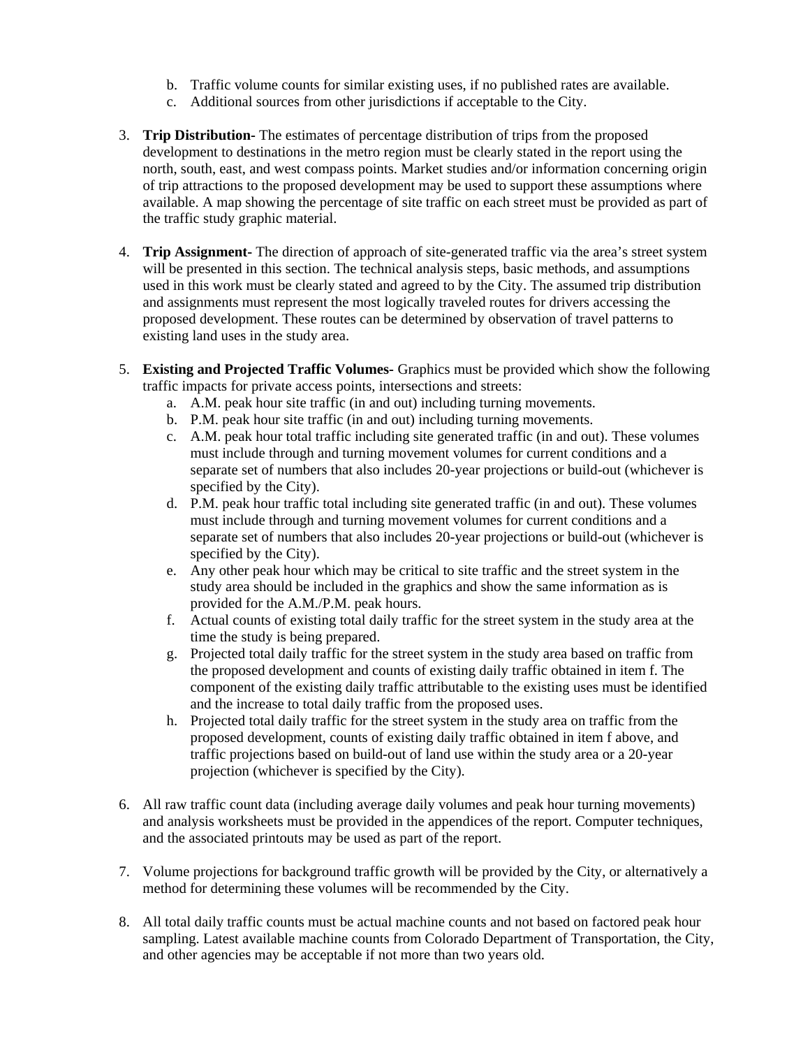b. Traffic volume counts for similar existing uses, if no published rates are available.
   c. Additional sources from other jurisdictions if acceptable to the City.

3. **Trip Distribution-** The estimates of percentage distribution of trips from the proposed development to destinations in the metro region must be clearly stated in the report using the north, south, east, and west compass points. Market studies and/or information concerning origin of trip attractions to the proposed development may be used to support these assumptions where available. A map showing the percentage of site traffic on each street must be provided as part of the traffic study graphic material.

4. **Trip Assignment-** The direction of approach of site-generated traffic via the area's street system will be presented in this section. The technical analysis steps, basic methods, and assumptions used in this work must be clearly stated and agreed to by the City. The assumed trip distribution and assignments must represent the most logically traveled routes for drivers accessing the proposed development. These routes can be determined by observation of travel patterns to existing land uses in the study area.

5. **Existing and Projected Traffic Volumes-** Graphics must be provided which show the following traffic impacts for private access points, intersections and streets:
   a. A.M. peak hour site traffic (in and out) including turning movements.
   b. P.M. peak hour site traffic (in and out) including turning movements.
   c. A.M. peak hour total traffic including site generated traffic (in and out). These volumes must include through and turning movement volumes for current conditions and a separate set of numbers that also includes 20-year projections or build-out (whichever is specified by the City).
   d. P.M. peak hour traffic total including site generated traffic (in and out). These volumes must include through and turning movement volumes for current conditions and a separate set of numbers that also includes 20-year projections or build-out (whichever is specified by the City).
   e. Any other peak hour which may be critical to site traffic and the street system in the study area should be included in the graphics and show the same information as is provided for the A.M./P.M. peak hours.
   f. Actual counts of existing total daily traffic for the street system in the study area at the time the study is being prepared.
   g. Projected total daily traffic for the street system in the study area based on traffic from the proposed development and counts of existing daily traffic obtained in item f. The component of the existing daily traffic attributable to the existing uses must be identified and the increase to total daily traffic from the proposed uses.
   h. Projected total daily traffic for the street system in the study area on traffic from the proposed development, counts of existing daily traffic obtained in item f above, and traffic projections based on build-out of land use within the study area or a 20-year projection (whichever is specified by the City).

6. All raw traffic count data (including average daily volumes and peak hour turning movements) and analysis worksheets must be provided in the appendices of the report. Computer techniques, and the associated printouts may be used as part of the report.

7. Volume projections for background traffic growth will be provided by the City, or alternatively a method for determining these volumes will be recommended by the City.

8. All total daily traffic counts must be actual machine counts and not based on factored peak hour sampling. Latest available machine counts from Colorado Department of Transportation, the City, and other agencies may be acceptable if not more than two years old.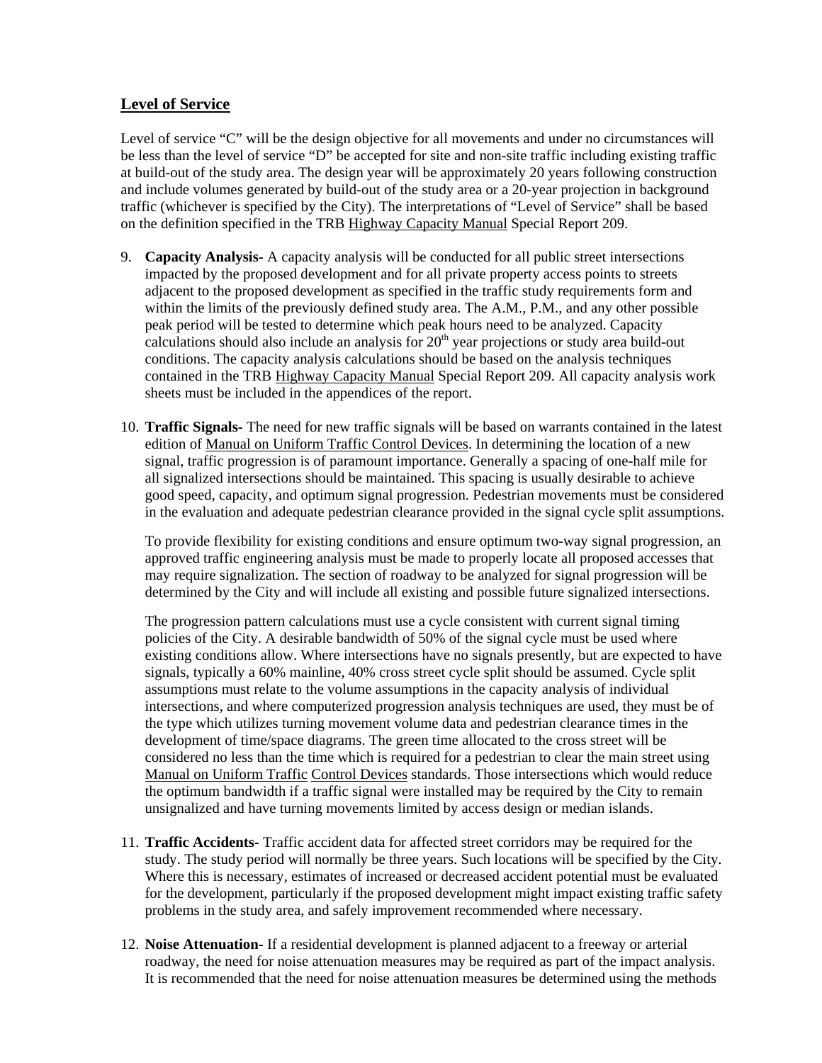## Level of Service

Level of service "C" will be the design objective for all movements and under no circumstances will be less than the level of service "D" be accepted for site and non-site traffic including existing traffic at build-out of the study area. The design year will be approximately 20 years following construction and include volumes generated by build-out of the study area or a 20-year projection in background traffic (whichever is specified by the City). The interpretations of "Level of Service" shall be based on the definition specified in the TRB Highway Capacity Manual Special Report 209.

9. **Capacity Analysis-** A capacity analysis will be conducted for all public street intersections impacted by the proposed development and for all private property access points to streets adjacent to the proposed development as specified in the traffic study requirements form and within the limits of the previously defined study area. The A.M., P.M., and any other possible peak period will be tested to determine which peak hours need to be analyzed. Capacity calculations should also include an analysis for 20th year projections or study area build-out conditions. The capacity analysis calculations should be based on the analysis techniques contained in the TRB Highway Capacity Manual Special Report 209. All capacity analysis work sheets must be included in the appendices of the report.

10. **Traffic Signals-** The need for new traffic signals will be based on warrants contained in the latest edition of Manual on Uniform Traffic Control Devices. In determining the location of a new signal, traffic progression is of paramount importance. Generally a spacing of one-half mile for all signalized intersections should be maintained. This spacing is usually desirable to achieve good speed, capacity, and optimum signal progression. Pedestrian movements must be considered in the evaluation and adequate pedestrian clearance provided in the signal cycle split assumptions.

    To provide flexibility for existing conditions and ensure optimum two-way signal progression, an approved traffic engineering analysis must be made to properly locate all proposed accesses that may require signalization. The section of roadway to be analyzed for signal progression will be determined by the City and will include all existing and possible future signalized intersections.

    The progression pattern calculations must use a cycle consistent with current signal timing policies of the City. A desirable bandwidth of 50% of the signal cycle must be used where existing conditions allow. Where intersections have no signals presently, but are expected to have signals, typically a 60% mainline, 40% cross street cycle split should be assumed. Cycle split assumptions must relate to the volume assumptions in the capacity analysis of individual intersections, and where computerized progression analysis techniques are used, they must be of the type which utilizes turning movement volume data and pedestrian clearance times in the development of time/space diagrams. The green time allocated to the cross street will be considered no less than the time which is required for a pedestrian to clear the main street using Manual on Uniform Traffic Control Devices standards. Those intersections which would reduce the optimum bandwidth if a traffic signal were installed may be required by the City to remain unsignalized and have turning movements limited by access design or median islands.

11. **Traffic Accidents-** Traffic accident data for affected street corridors may be required for the study. The study period will normally be three years. Such locations will be specified by the City. Where this is necessary, estimates of increased or decreased accident potential must be evaluated for the development, particularly if the proposed development might impact existing traffic safety problems in the study area, and safely improvement recommended where necessary.

12. **Noise Attenuation-** If a residential development is planned adjacent to a freeway or arterial roadway, the need for noise attenuation measures may be required as part of the impact analysis. It is recommended that the need for noise attenuation measures be determined using the methods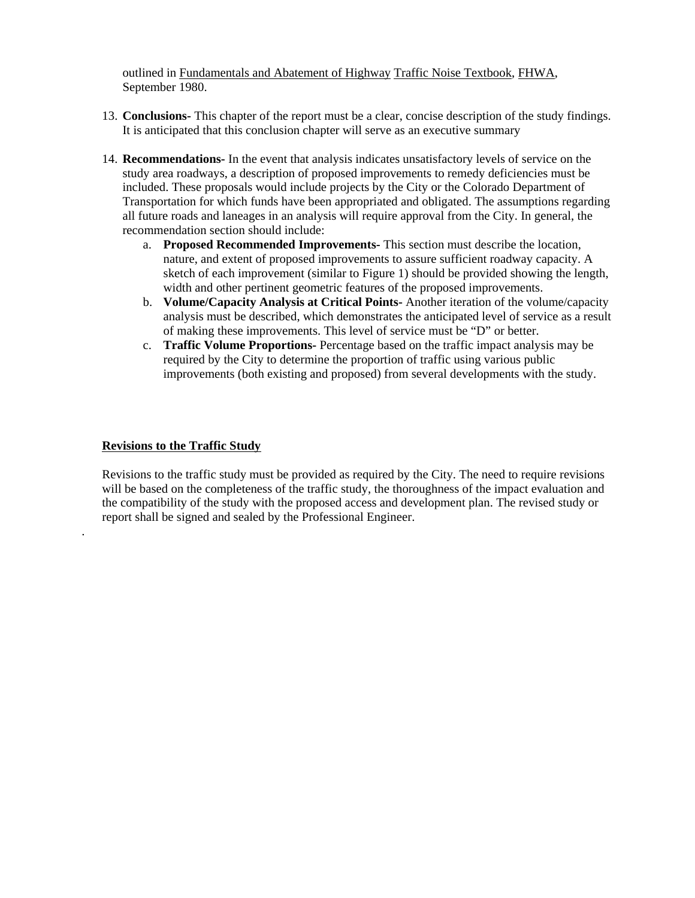outlined in Fundamentals and Abatement of Highway Traffic Noise Textbook, FHWA, September 1980.

13. **Conclusions-** This chapter of the report must be a clear, concise description of the study findings. It is anticipated that this conclusion chapter will serve as an executive summary

14. **Recommendations-** In the event that analysis indicates unsatisfactory levels of service on the study area roadways, a description of proposed improvements to remedy deficiencies must be included. These proposals would include projects by the City or the Colorado Department of Transportation for which funds have been appropriated and obligated. The assumptions regarding all future roads and laneages in an analysis will require approval from the City. In general, the recommendation section should include:
    a. **Proposed Recommended Improvements-** This section must describe the location, nature, and extent of proposed improvements to assure sufficient roadway capacity. A sketch of each improvement (similar to Figure 1) should be provided showing the length, width and other pertinent geometric features of the proposed improvements.
    b. **Volume/Capacity Analysis at Critical Points-** Another iteration of the volume/capacity analysis must be described, which demonstrates the anticipated level of service as a result of making these improvements. This level of service must be "D" or better.
    c. **Traffic Volume Proportions-** Percentage based on the traffic impact analysis may be required by the City to determine the proportion of traffic using various public improvements (both existing and proposed) from several developments with the study.

## Revisions to the Traffic Study

Revisions to the traffic study must be provided as required by the City. The need to require revisions will be based on the completeness of the traffic study, the thoroughness of the impact evaluation and the compatibility of the study with the proposed access and development plan. The revised study or report shall be signed and sealed by the Professional Engineer.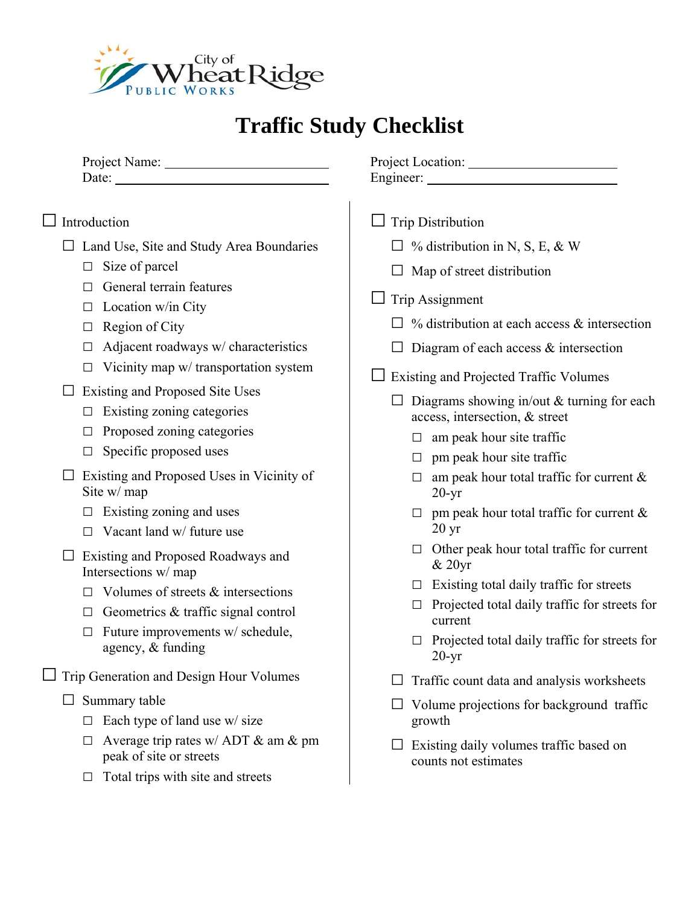City of Wheat Ridge
PUBLIC WORKS

# Traffic Study Checklist

Project Name: ______________________ Project Location: ______________________
Date: ______________________ Engineer: ______________________

- ☐ Introduction
  - ☐ Land Use, Site and Study Area Boundaries
    - ☐ Size of parcel
    - ☐ General terrain features
    - ☐ Location w/in City
    - ☐ Region of City
    - ☐ Adjacent roadways w/ characteristics
    - ☐ Vicinity map w/ transportation system
  - ☐ Existing and Proposed Site Uses
    - ☐ Existing zoning categories
    - ☐ Proposed zoning categories
    - ☐ Specific proposed uses
  - ☐ Existing and Proposed Uses in Vicinity of Site w/ map
    - ☐ Existing zoning and uses
    - ☐ Vacant land w/ future use
  - ☐ Existing and Proposed Roadways and Intersections w/ map
    - ☐ Volumes of streets & intersections
    - ☐ Geometrics & traffic signal control
    - ☐ Future improvements w/ schedule, agency, & funding
- ☐ Trip Generation and Design Hour Volumes
  - ☐ Summary table
    - ☐ Each type of land use w/ size
    - ☐ Average trip rates w/ ADT & am & pm peak of site or streets
    - ☐ Total trips with site and streets
- ☐ Trip Distribution
  - ☐ % distribution in N, S, E, & W
  - ☐ Map of street distribution
- ☐ Trip Assignment
  - ☐ % distribution at each access & intersection
  - ☐ Diagram of each access & intersection
- ☐ Existing and Projected Traffic Volumes
  - ☐ Diagrams showing in/out & turning for each access, intersection, & street
    - ☐ am peak hour site traffic
    - ☐ pm peak hour site traffic
    - ☐ am peak hour total traffic for current & 20-yr
    - ☐ pm peak hour total traffic for current & 20 yr
    - ☐ Other peak hour total traffic for current & 20yr
    - ☐ Existing total daily traffic for streets
    - ☐ Projected total daily traffic for streets for current
    - ☐ Projected total daily traffic for streets for 20-yr
  - ☐ Traffic count data and analysis worksheets
  - ☐ Volume projections for background traffic growth
  - ☐ Existing daily volumes traffic based on counts not estimates